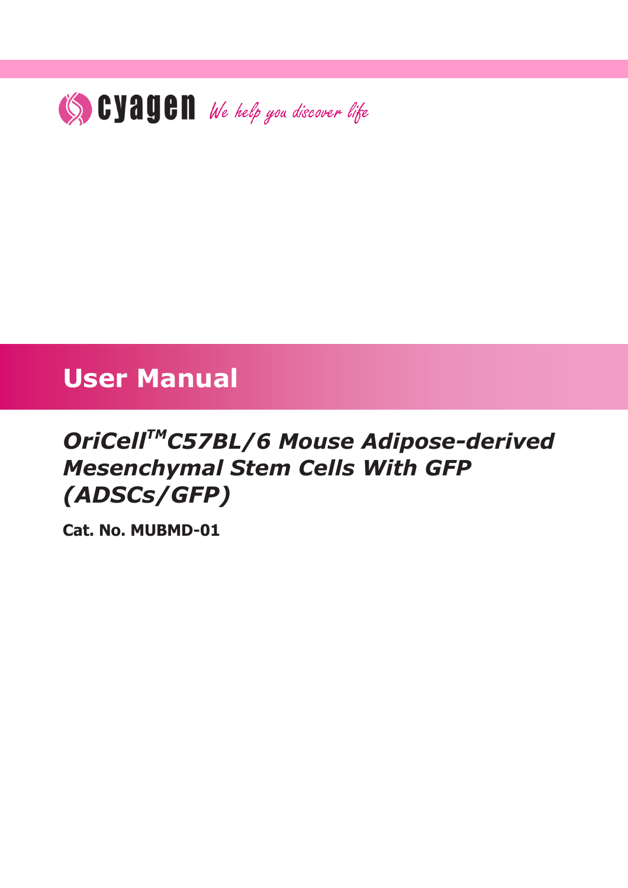cyagen *We help you discover life*

# User Manual

## *OriCell™C57BL/6 Mouse Adipose-derived Mesenchymal Stem Cells With GFP (ADSCs/GFP)*

**Cat. No. MUBMD-01**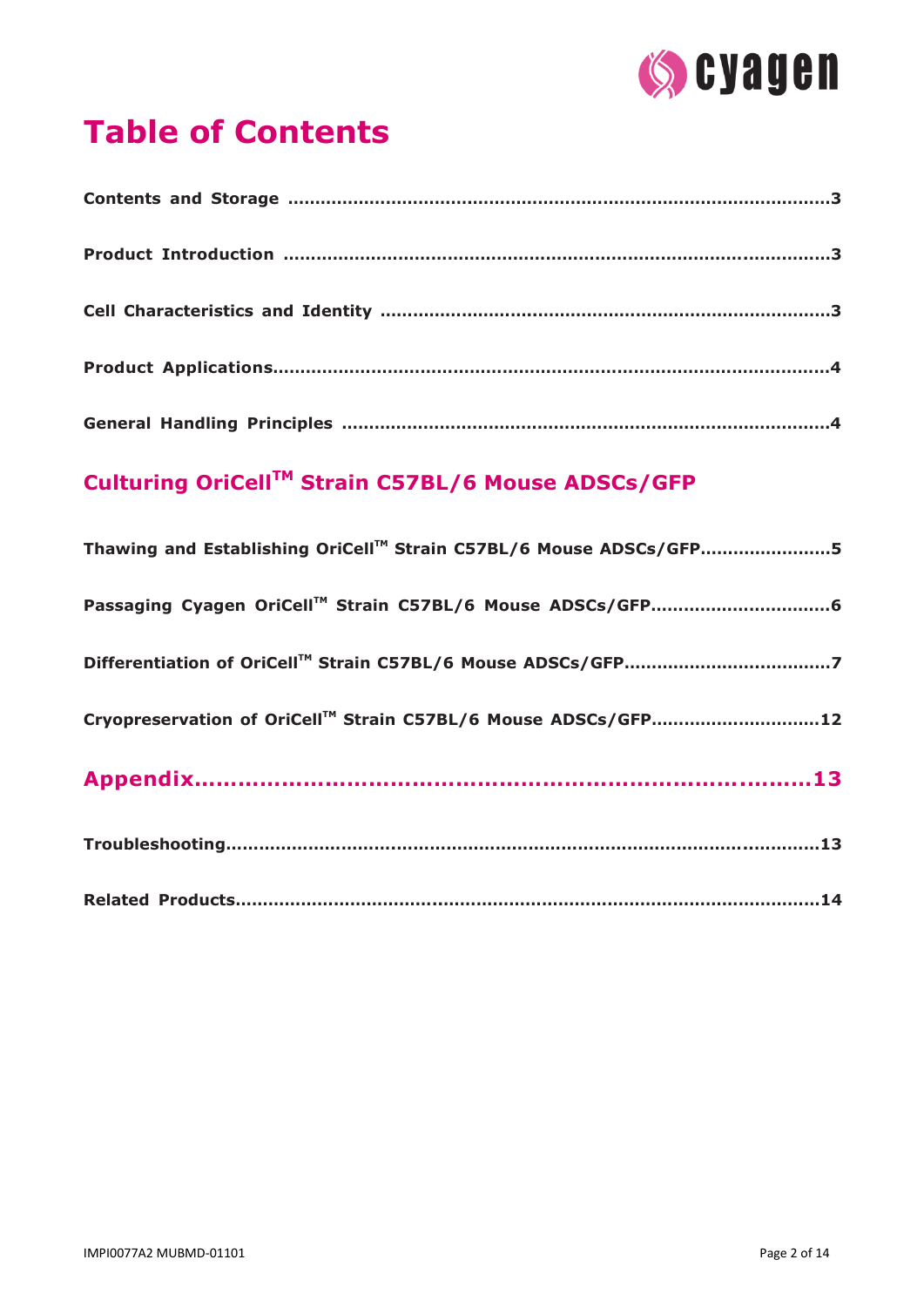# Table of Contents

**Contents and Storage** ........................................................................................ 3

**Product Introduction** ........................................................................................ 3

**Cell Characteristics and Identity** ...................................................................... 3

**Product Applications**......................................................................................... 4

**General Handling Principles** ............................................................................. 4

## Culturing OriCell™ Strain C57BL/6 Mouse ADSCs/GFP

**Thawing and Establishing OriCell™ Strain C57BL/6 Mouse ADSCs/GFP**........................5

**Passaging Cyagen OriCell™ Strain C57BL/6 Mouse ADSCs/GFP**................................6

**Differentiation of OriCell™ Strain C57BL/6 Mouse ADSCs/GFP**....................................7

**Cryopreservation of OriCell™ Strain C57BL/6 Mouse ADSCs/GFP**..............................12

## Appendix........................................................................................13

**Troubleshooting**..............................................................................................13

**Related Products**.............................................................................................14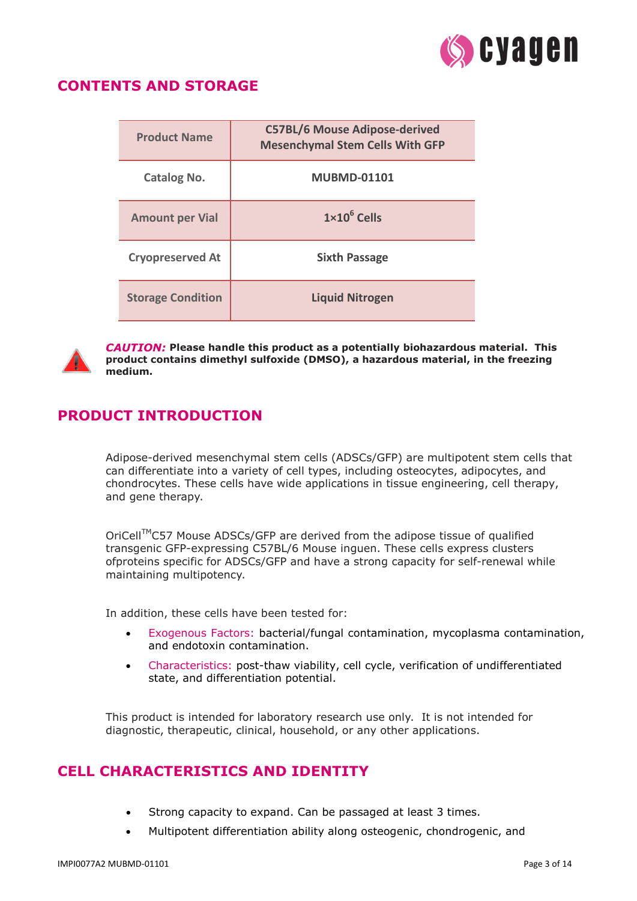## CONTENTS AND STORAGE

| Product Name | C57BL/6 Mouse Adipose-derived Mesenchymal Stem Cells With GFP |
|---|---|
| Catalog No. | MUBMD-01101 |
| Amount per Vial | $1 \times 10^6$ Cells |
| Cryopreserved At | Sixth Passage |
| Storage Condition | Liquid Nitrogen |

***CAUTION:*** **Please handle this product as a potentially biohazardous material. This product contains dimethyl sulfoxide (DMSO), a hazardous material, in the freezing medium.**

## PRODUCT INTRODUCTION

Adipose-derived mesenchymal stem cells (ADSCs/GFP) are multipotent stem cells that can differentiate into a variety of cell types, including osteocytes, adipocytes, and chondrocytes. These cells have wide applications in tissue engineering, cell therapy, and gene therapy.

OriCell™C57 Mouse ADSCs/GFP are derived from the adipose tissue of qualified transgenic GFP-expressing C57BL/6 Mouse inguen. These cells express clusters ofproteins specific for ADSCs/GFP and have a strong capacity for self-renewal while maintaining multipotency.

In addition, these cells have been tested for:

- Exogenous Factors: bacterial/fungal contamination, mycoplasma contamination, and endotoxin contamination.
- Characteristics: post-thaw viability, cell cycle, verification of undifferentiated state, and differentiation potential.

This product is intended for laboratory research use only. It is not intended for diagnostic, therapeutic, clinical, household, or any other applications.

## CELL CHARACTERISTICS AND IDENTITY

- Strong capacity to expand. Can be passaged at least 3 times.
- Multipotent differentiation ability along osteogenic, chondrogenic, and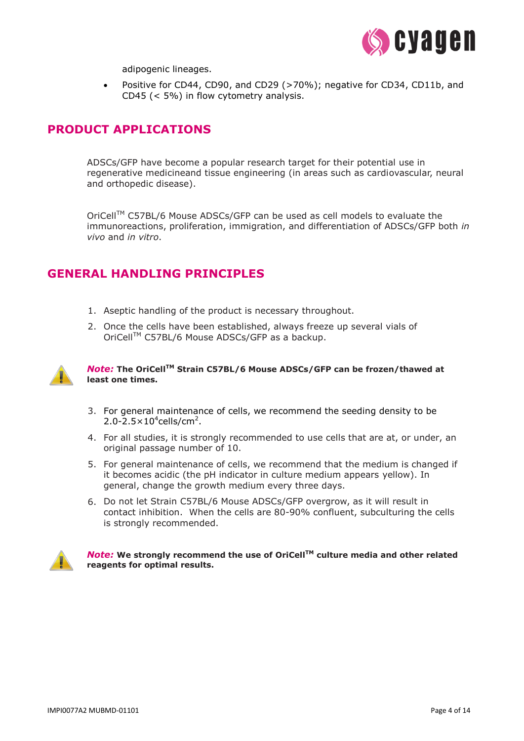adipogenic lineages.

- Positive for CD44, CD90, and CD29 (>70%); negative for CD34, CD11b, and CD45 (< 5%) in flow cytometry analysis.

## PRODUCT APPLICATIONS

ADSCs/GFP have become a popular research target for their potential use in regenerative medicineand tissue engineering (in areas such as cardiovascular, neural and orthopedic disease).

OriCell™ C57BL/6 Mouse ADSCs/GFP can be used as cell models to evaluate the immunoreactions, proliferation, immigration, and differentiation of ADSCs/GFP both *in vivo* and *in vitro*.

## GENERAL HANDLING PRINCIPLES

1. Aseptic handling of the product is necessary throughout.
2. Once the cells have been established, always freeze up several vials of OriCell™ C57BL/6 Mouse ADSCs/GFP as a backup.

***Note:*** **The OriCell™ Strain C57BL/6 Mouse ADSCs/GFP can be frozen/thawed at least one times.**

3. For general maintenance of cells, we recommend the seeding density to be $2.0\text{-}2.5\times10^4$ cells/cm$^2$.
4. For all studies, it is strongly recommended to use cells that are at, or under, an original passage number of 10.
5. For general maintenance of cells, we recommend that the medium is changed if it becomes acidic (the pH indicator in culture medium appears yellow). In general, change the growth medium every three days.
6. Do not let Strain C57BL/6 Mouse ADSCs/GFP overgrow, as it will result in contact inhibition. When the cells are 80-90% confluent, subculturing the cells is strongly recommended.

***Note:*** **We strongly recommend the use of OriCell™ culture media and other related reagents for optimal results.**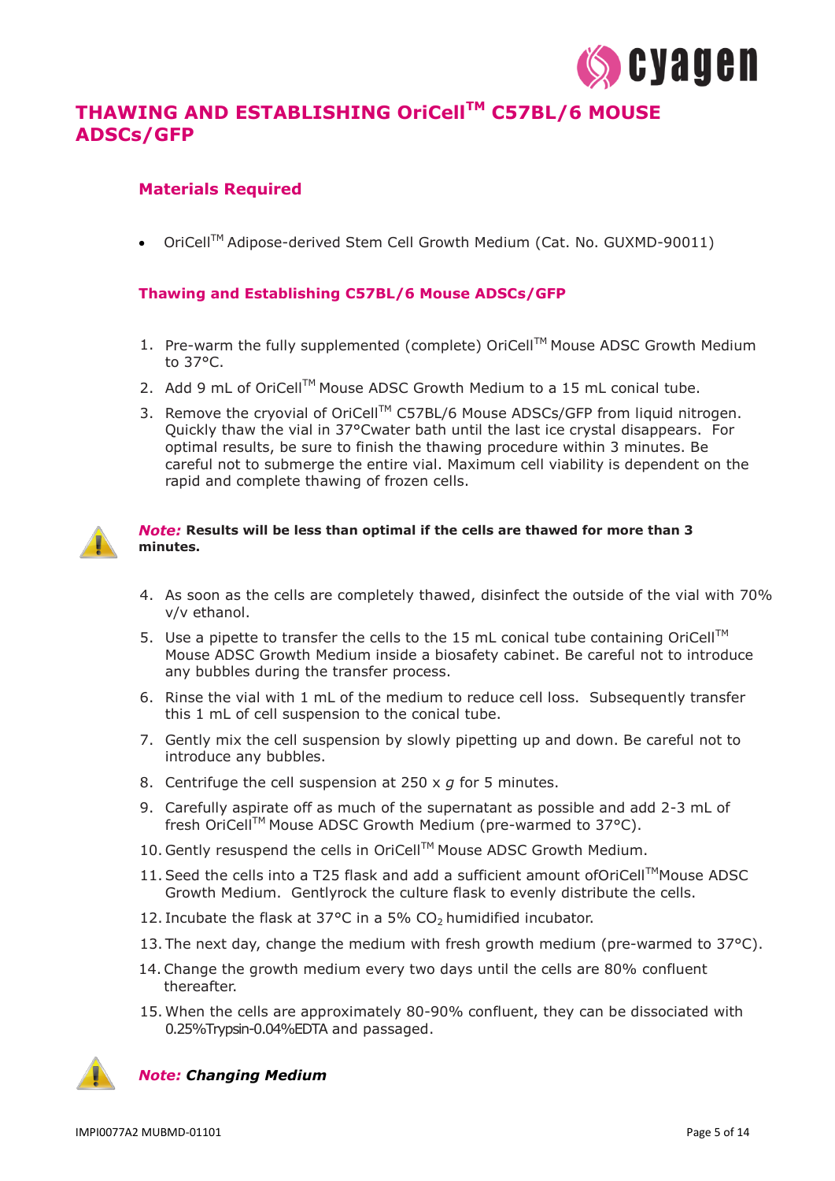# THAWING AND ESTABLISHING OriCell$^{TM}$ C57BL/6 MOUSE ADSCs/GFP

## Materials Required

- OriCell$^{TM}$ Adipose-derived Stem Cell Growth Medium (Cat. No. GUXMD-90011)

### Thawing and Establishing C57BL/6 Mouse ADSCs/GFP

1. Pre-warm the fully supplemented (complete) OriCell$^{TM}$ Mouse ADSC Growth Medium to 37°C.
2. Add 9 mL of OriCell$^{TM}$ Mouse ADSC Growth Medium to a 15 mL conical tube.
3. Remove the cryovial of OriCell$^{TM}$ C57BL/6 Mouse ADSCs/GFP from liquid nitrogen. Quickly thaw the vial in 37°Cwater bath until the last ice crystal disappears. For optimal results, be sure to finish the thawing procedure within 3 minutes. Be careful not to submerge the entire vial. Maximum cell viability is dependent on the rapid and complete thawing of frozen cells.

***Note:*** **Results will be less than optimal if the cells are thawed for more than 3 minutes.**

4. As soon as the cells are completely thawed, disinfect the outside of the vial with 70% v/v ethanol.
5. Use a pipette to transfer the cells to the 15 mL conical tube containing OriCell$^{TM}$ Mouse ADSC Growth Medium inside a biosafety cabinet. Be careful not to introduce any bubbles during the transfer process.
6. Rinse the vial with 1 mL of the medium to reduce cell loss. Subsequently transfer this 1 mL of cell suspension to the conical tube.
7. Gently mix the cell suspension by slowly pipetting up and down. Be careful not to introduce any bubbles.
8. Centrifuge the cell suspension at 250 x *g* for 5 minutes.
9. Carefully aspirate off as much of the supernatant as possible and add 2-3 mL of fresh OriCell$^{TM}$ Mouse ADSC Growth Medium (pre-warmed to 37°C).
10. Gently resuspend the cells in OriCell$^{TM}$ Mouse ADSC Growth Medium.
11. Seed the cells into a T25 flask and add a sufficient amount ofOriCell$^{TM}$Mouse ADSC Growth Medium. Gentlyrock the culture flask to evenly distribute the cells.
12. Incubate the flask at 37°C in a 5% $CO_2$ humidified incubator.
13. The next day, change the medium with fresh growth medium (pre-warmed to 37°C).
14. Change the growth medium every two days until the cells are 80% confluent thereafter.
15. When the cells are approximately 80-90% confluent, they can be dissociated with 0.25%Trypsin-0.04%EDTA and passaged.

***Note: Changing Medium***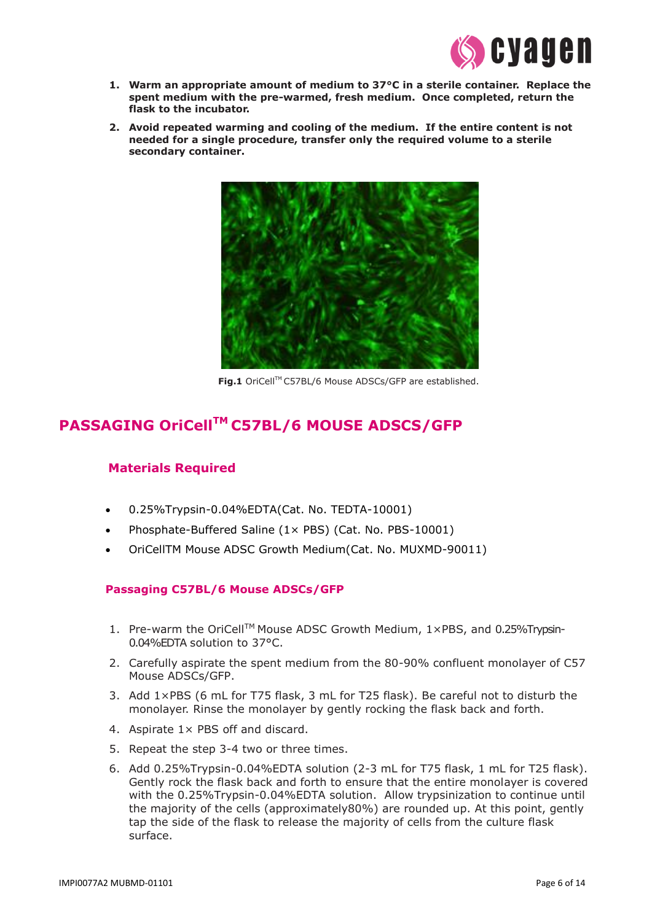1. **Warm an appropriate amount of medium to 37°C in a sterile container. Replace the spent medium with the pre-warmed, fresh medium. Once completed, return the flask to the incubator.**
2. **Avoid repeated warming and cooling of the medium. If the entire content is not needed for a single procedure, transfer only the required volume to a sterile secondary container.**

**Fig.1** OriCell[TM] C57BL/6 Mouse ADSCs/GFP are established.

# PASSAGING OriCell[TM] C57BL/6 MOUSE ADSCS/GFP

## Materials Required

- 0.25%Trypsin-0.04%EDTA(Cat. No. TEDTA-10001)
- Phosphate-Buffered Saline (1× PBS) (Cat. No. PBS-10001)
- OriCellTM Mouse ADSC Growth Medium(Cat. No. MUXMD-90011)

### Passaging C57BL/6 Mouse ADSCs/GFP

1. Pre-warm the OriCell[TM] Mouse ADSC Growth Medium, 1×PBS, and 0.25%Trypsin-0.04%EDTA solution to 37°C.
2. Carefully aspirate the spent medium from the 80-90% confluent monolayer of C57 Mouse ADSCs/GFP.
3. Add 1×PBS (6 mL for T75 flask, 3 mL for T25 flask). Be careful not to disturb the monolayer. Rinse the monolayer by gently rocking the flask back and forth.
4. Aspirate 1× PBS off and discard.
5. Repeat the step 3-4 two or three times.
6. Add 0.25%Trypsin-0.04%EDTA solution (2-3 mL for T75 flask, 1 mL for T25 flask). Gently rock the flask back and forth to ensure that the entire monolayer is covered with the 0.25%Trypsin-0.04%EDTA solution. Allow trypsinization to continue until the majority of the cells (approximately80%) are rounded up. At this point, gently tap the side of the flask to release the majority of cells from the culture flask surface.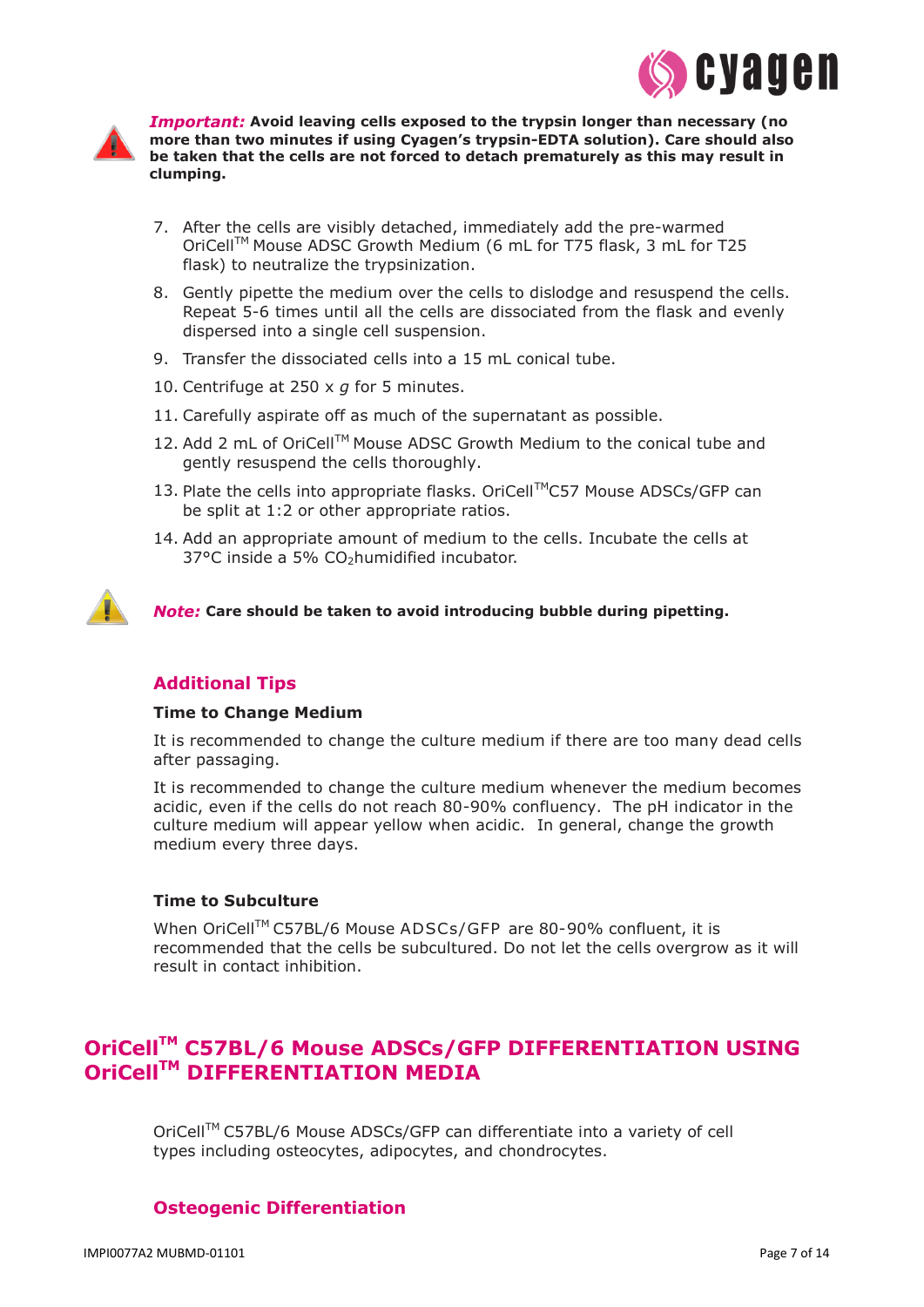***Important:*** **Avoid leaving cells exposed to the trypsin longer than necessary (no more than two minutes if using Cyagen's trypsin-EDTA solution). Care should also be taken that the cells are not forced to detach prematurely as this may result in clumping.**

7. After the cells are visibly detached, immediately add the pre-warmed OriCell™ Mouse ADSC Growth Medium (6 mL for T75 flask, 3 mL for T25 flask) to neutralize the trypsinization.
8. Gently pipette the medium over the cells to dislodge and resuspend the cells. Repeat 5-6 times until all the cells are dissociated from the flask and evenly dispersed into a single cell suspension.
9. Transfer the dissociated cells into a 15 mL conical tube.
10. Centrifuge at 250 x *g* for 5 minutes.
11. Carefully aspirate off as much of the supernatant as possible.
12. Add 2 mL of OriCell™ Mouse ADSC Growth Medium to the conical tube and gently resuspend the cells thoroughly.
13. Plate the cells into appropriate flasks. OriCell™C57 Mouse ADSCs/GFP can be split at 1:2 or other appropriate ratios.
14. Add an appropriate amount of medium to the cells. Incubate the cells at 37°C inside a 5% $CO_2$humidified incubator.

***Note:*** **Care should be taken to avoid introducing bubble during pipetting.**

## Additional Tips

### Time to Change Medium

It is recommended to change the culture medium if there are too many dead cells after passaging.

It is recommended to change the culture medium whenever the medium becomes acidic, even if the cells do not reach 80-90% confluency. The pH indicator in the culture medium will appear yellow when acidic. In general, change the growth medium every three days.

### Time to Subculture

When OriCell™ C57BL/6 Mouse ADSCs/GFP are 80-90% confluent, it is recommended that the cells be subcultured. Do not let the cells overgrow as it will result in contact inhibition.

# OriCell™ C57BL/6 Mouse ADSCs/GFP DIFFERENTIATION USING OriCell™ DIFFERENTIATION MEDIA

OriCell™ C57BL/6 Mouse ADSCs/GFP can differentiate into a variety of cell types including osteocytes, adipocytes, and chondrocytes.

## Osteogenic Differentiation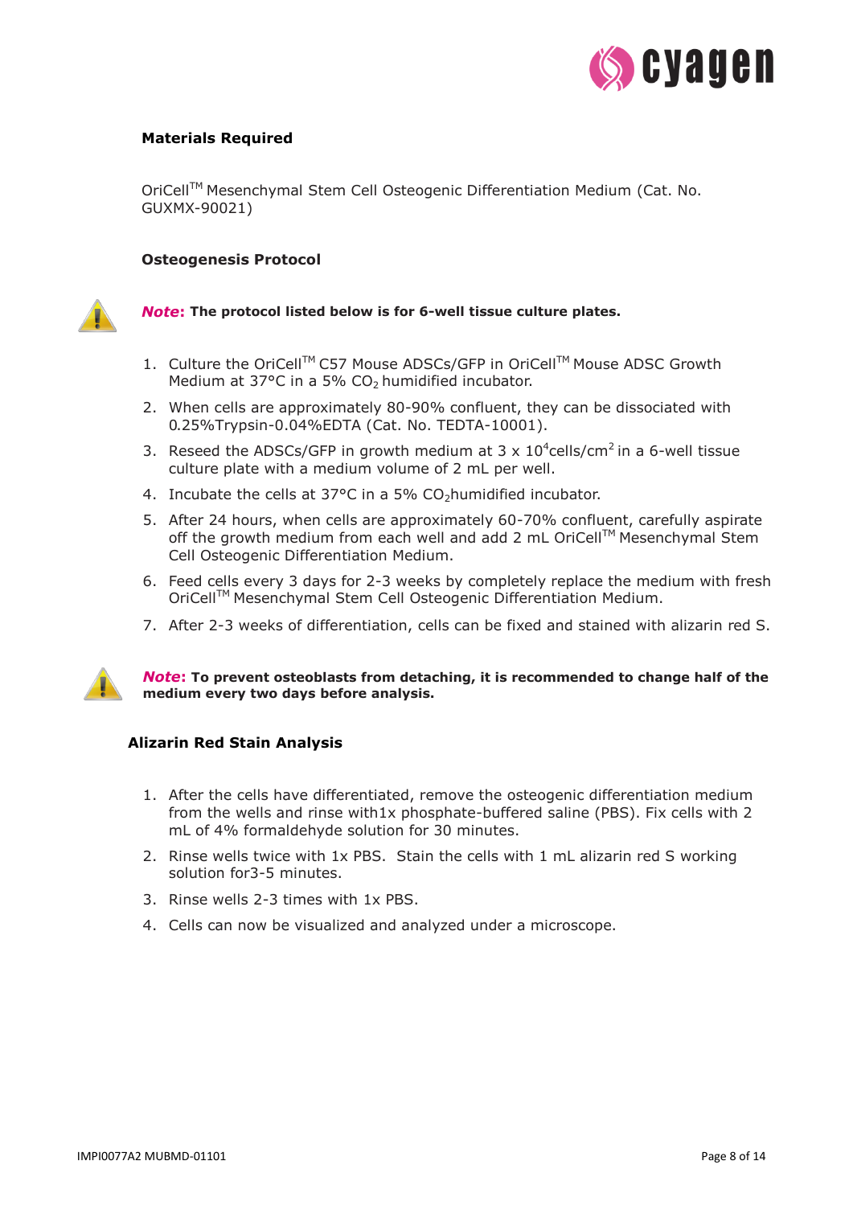### Materials Required

OriCell™ Mesenchymal Stem Cell Osteogenic Differentiation Medium (Cat. No. GUXMX-90021)

### Osteogenesis Protocol

***Note*: The protocol listed below is for 6-well tissue culture plates.**

1. Culture the OriCell™ C57 Mouse ADSCs/GFP in OriCell™ Mouse ADSC Growth Medium at 37°C in a 5% $CO_2$ humidified incubator.
2. When cells are approximately 80-90% confluent, they can be dissociated with 0.25%Trypsin-0.04%EDTA (Cat. No. TEDTA-10001).
3. Reseed the ADSCs/GFP in growth medium at $3 \times 10^4$ cells/cm$^2$ in a 6-well tissue culture plate with a medium volume of 2 mL per well.
4. Incubate the cells at 37°C in a 5% $CO_2$ humidified incubator.
5. After 24 hours, when cells are approximately 60-70% confluent, carefully aspirate off the growth medium from each well and add 2 mL OriCell™ Mesenchymal Stem Cell Osteogenic Differentiation Medium.
6. Feed cells every 3 days for 2-3 weeks by completely replace the medium with fresh OriCell™ Mesenchymal Stem Cell Osteogenic Differentiation Medium.
7. After 2-3 weeks of differentiation, cells can be fixed and stained with alizarin red S.

***Note*: To prevent osteoblasts from detaching, it is recommended to change half of the medium every two days before analysis.**

### Alizarin Red Stain Analysis

1. After the cells have differentiated, remove the osteogenic differentiation medium from the wells and rinse with1x phosphate-buffered saline (PBS). Fix cells with 2 mL of 4% formaldehyde solution for 30 minutes.
2. Rinse wells twice with 1x PBS. Stain the cells with 1 mL alizarin red S working solution for3-5 minutes.
3. Rinse wells 2-3 times with 1x PBS.
4. Cells can now be visualized and analyzed under a microscope.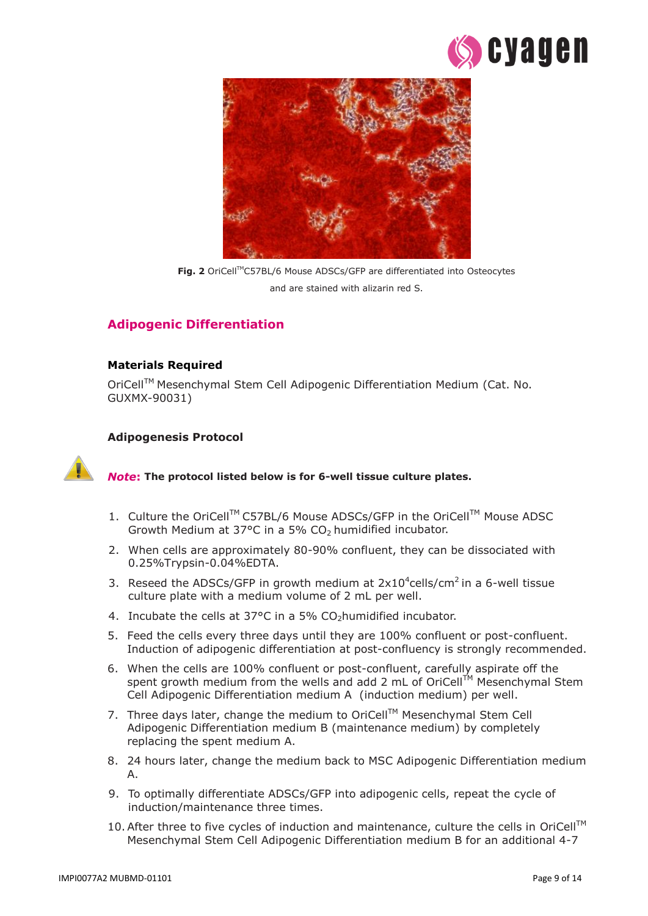**Fig. 2** OriCell™C57BL/6 Mouse ADSCs/GFP are differentiated into Osteocytes and are stained with alizarin red S.

## Adipogenic Differentiation

### Materials Required

OriCell™ Mesenchymal Stem Cell Adipogenic Differentiation Medium (Cat. No. GUXMX-90031)

### Adipogenesis Protocol

***Note*: The protocol listed below is for 6-well tissue culture plates.**

1. Culture the OriCell™ C57BL/6 Mouse ADSCs/GFP in the OriCell™ Mouse ADSC Growth Medium at 37°C in a 5% $CO_2$ humidified incubator.
2. When cells are approximately 80-90% confluent, they can be dissociated with 0.25%Trypsin-0.04%EDTA.
3. Reseed the ADSCs/GFP in growth medium at $2x10^4$cells/cm$^2$ in a 6-well tissue culture plate with a medium volume of 2 mL per well.
4. Incubate the cells at 37°C in a 5% $CO_2$humidified incubator.
5. Feed the cells every three days until they are 100% confluent or post-confluent. Induction of adipogenic differentiation at post-confluency is strongly recommended.
6. When the cells are 100% confluent or post-confluent, carefully aspirate off the spent growth medium from the wells and add 2 mL of OriCell™ Mesenchymal Stem Cell Adipogenic Differentiation medium A (induction medium) per well.
7. Three days later, change the medium to OriCell™ Mesenchymal Stem Cell Adipogenic Differentiation medium B (maintenance medium) by completely replacing the spent medium A.
8. 24 hours later, change the medium back to MSC Adipogenic Differentiation medium A.
9. To optimally differentiate ADSCs/GFP into adipogenic cells, repeat the cycle of induction/maintenance three times.
10. After three to five cycles of induction and maintenance, culture the cells in OriCell™ Mesenchymal Stem Cell Adipogenic Differentiation medium B for an additional 4-7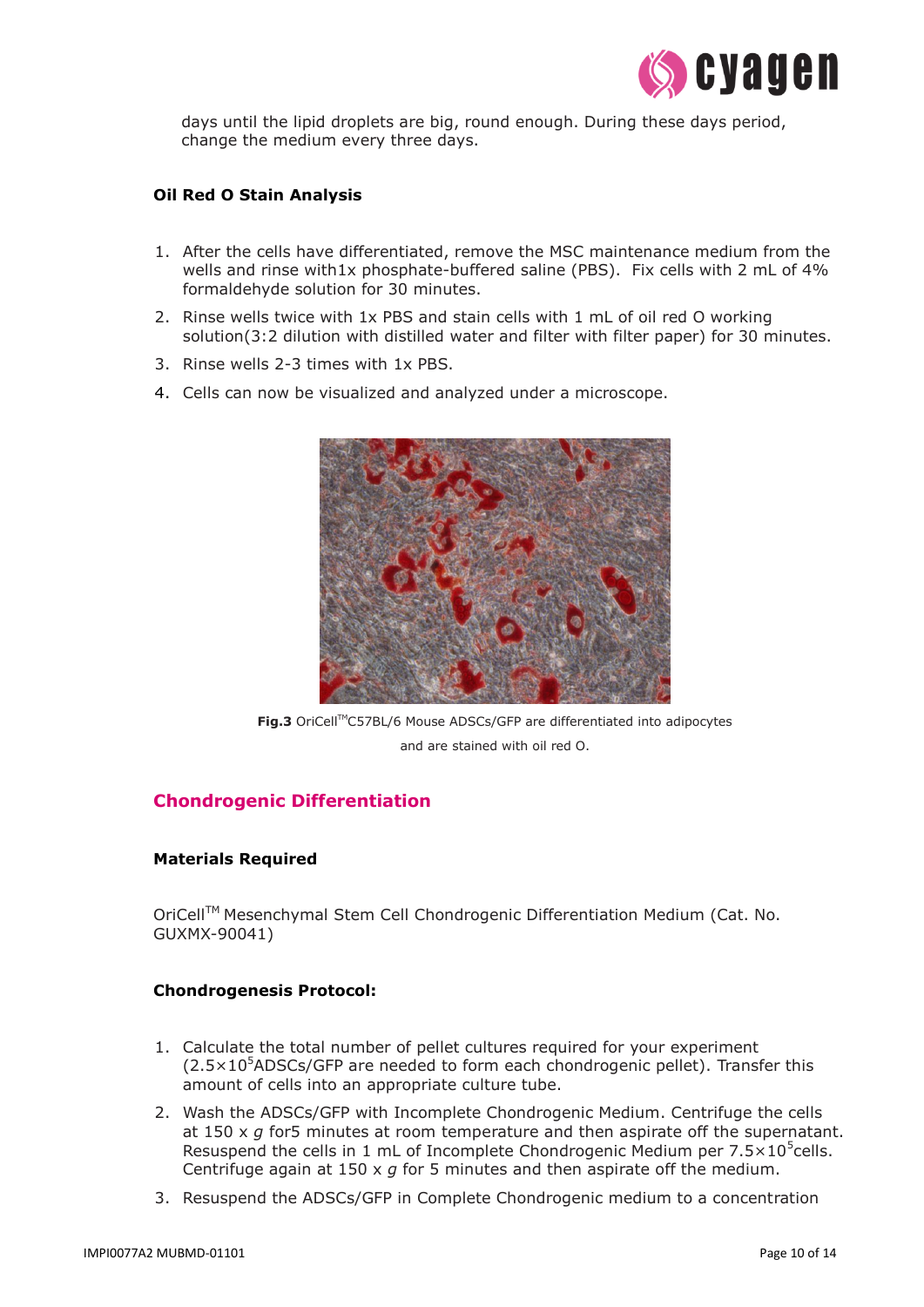days until the lipid droplets are big, round enough. During these days period, change the medium every three days.

### Oil Red O Stain Analysis

1. After the cells have differentiated, remove the MSC maintenance medium from the wells and rinse with1x phosphate-buffered saline (PBS). Fix cells with 2 mL of 4% formaldehyde solution for 30 minutes.
2. Rinse wells twice with 1x PBS and stain cells with 1 mL of oil red O working solution(3:2 dilution with distilled water and filter with filter paper) for 30 minutes.
3. Rinse wells 2-3 times with 1x PBS.
4. Cells can now be visualized and analyzed under a microscope.

**Fig.3** OriCell™C57BL/6 Mouse ADSCs/GFP are differentiated into adipocytes and are stained with oil red O.

## Chondrogenic Differentiation

### Materials Required

OriCell™ Mesenchymal Stem Cell Chondrogenic Differentiation Medium (Cat. No. GUXMX-90041)

### Chondrogenesis Protocol:

1. Calculate the total number of pellet cultures required for your experiment ($2.5\times10^5$ADSCs/GFP are needed to form each chondrogenic pellet). Transfer this amount of cells into an appropriate culture tube.
2. Wash the ADSCs/GFP with Incomplete Chondrogenic Medium. Centrifuge the cells at 150 x *g* for5 minutes at room temperature and then aspirate off the supernatant. Resuspend the cells in 1 mL of Incomplete Chondrogenic Medium per $7.5\times10^5$cells. Centrifuge again at 150 x *g* for 5 minutes and then aspirate off the medium.
3. Resuspend the ADSCs/GFP in Complete Chondrogenic medium to a concentration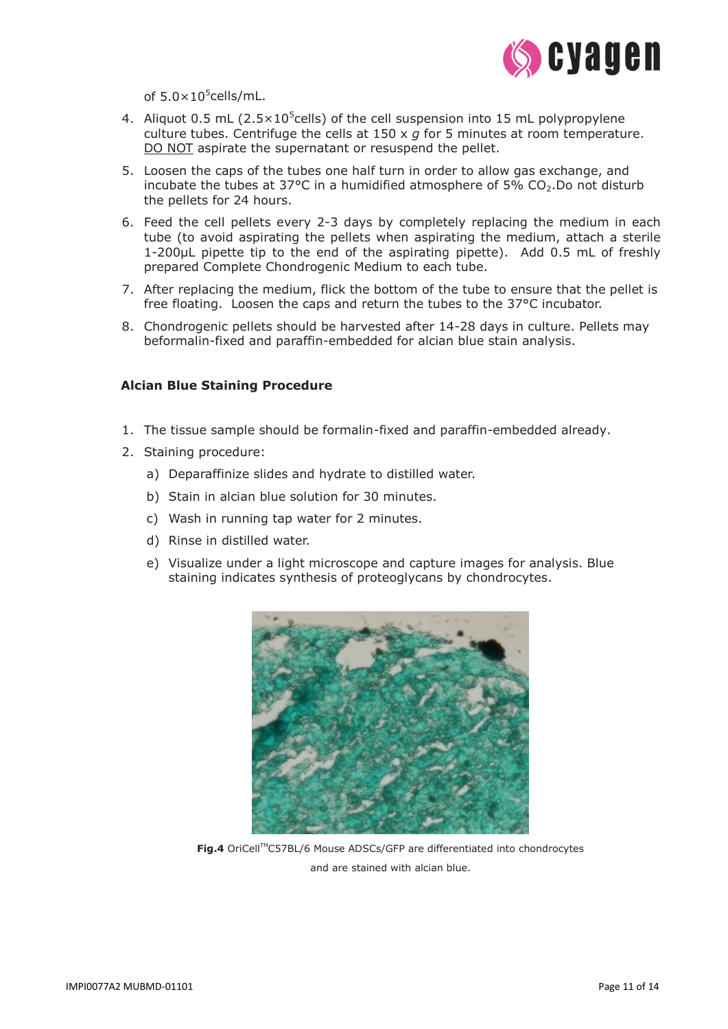of $5.0 \times 10^5$ cells/mL.

4. Aliquot 0.5 mL ($2.5 \times 10^5$ cells) of the cell suspension into 15 mL polypropylene culture tubes. Centrifuge the cells at 150 x *g* for 5 minutes at room temperature. DO NOT aspirate the supernatant or resuspend the pellet.
5. Loosen the caps of the tubes one half turn in order to allow gas exchange, and incubate the tubes at 37°C in a humidified atmosphere of 5% $CO_2$.Do not disturb the pellets for 24 hours.
6. Feed the cell pellets every 2-3 days by completely replacing the medium in each tube (to avoid aspirating the pellets when aspirating the medium, attach a sterile 1-200μL pipette tip to the end of the aspirating pipette). Add 0.5 mL of freshly prepared Complete Chondrogenic Medium to each tube.
7. After replacing the medium, flick the bottom of the tube to ensure that the pellet is free floating. Loosen the caps and return the tubes to the 37°C incubator.
8. Chondrogenic pellets should be harvested after 14-28 days in culture. Pellets may beformalin-fixed and paraffin-embedded for alcian blue stain analysis.

**Alcian Blue Staining Procedure**

1. The tissue sample should be formalin-fixed and paraffin-embedded already.
2. Staining procedure:
   a) Deparaffinize slides and hydrate to distilled water.
   b) Stain in alcian blue solution for 30 minutes.
   c) Wash in running tap water for 2 minutes.
   d) Rinse in distilled water.
   e) Visualize under a light microscope and capture images for analysis. Blue staining indicates synthesis of proteoglycans by chondrocytes.

**Fig.4** OriCell™C57BL/6 Mouse ADSCs/GFP are differentiated into chondrocytes and are stained with alcian blue.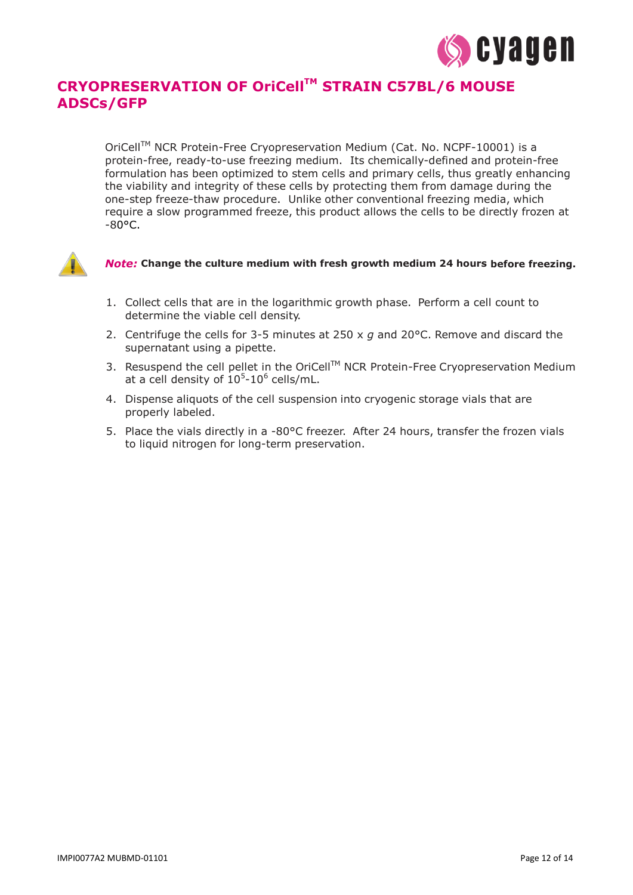# CRYOPRESERVATION OF OriCell™ STRAIN C57BL/6 MOUSE ADSCs/GFP

OriCell™ NCR Protein-Free Cryopreservation Medium (Cat. No. NCPF-10001) is a protein-free, ready-to-use freezing medium. Its chemically-defined and protein-free formulation has been optimized to stem cells and primary cells, thus greatly enhancing the viability and integrity of these cells by protecting them from damage during the one-step freeze-thaw procedure. Unlike other conventional freezing media, which require a slow programmed freeze, this product allows the cells to be directly frozen at -80°C.

***Note:*** **Change the culture medium with fresh growth medium 24 hours before freezing.**

1. Collect cells that are in the logarithmic growth phase. Perform a cell count to determine the viable cell density.
2. Centrifuge the cells for 3-5 minutes at 250 x *g* and 20°C. Remove and discard the supernatant using a pipette.
3. Resuspend the cell pellet in the OriCell™ NCR Protein-Free Cryopreservation Medium at a cell density of $10^5$-$10^6$ cells/mL.
4. Dispense aliquots of the cell suspension into cryogenic storage vials that are properly labeled.
5. Place the vials directly in a -80°C freezer. After 24 hours, transfer the frozen vials to liquid nitrogen for long-term preservation.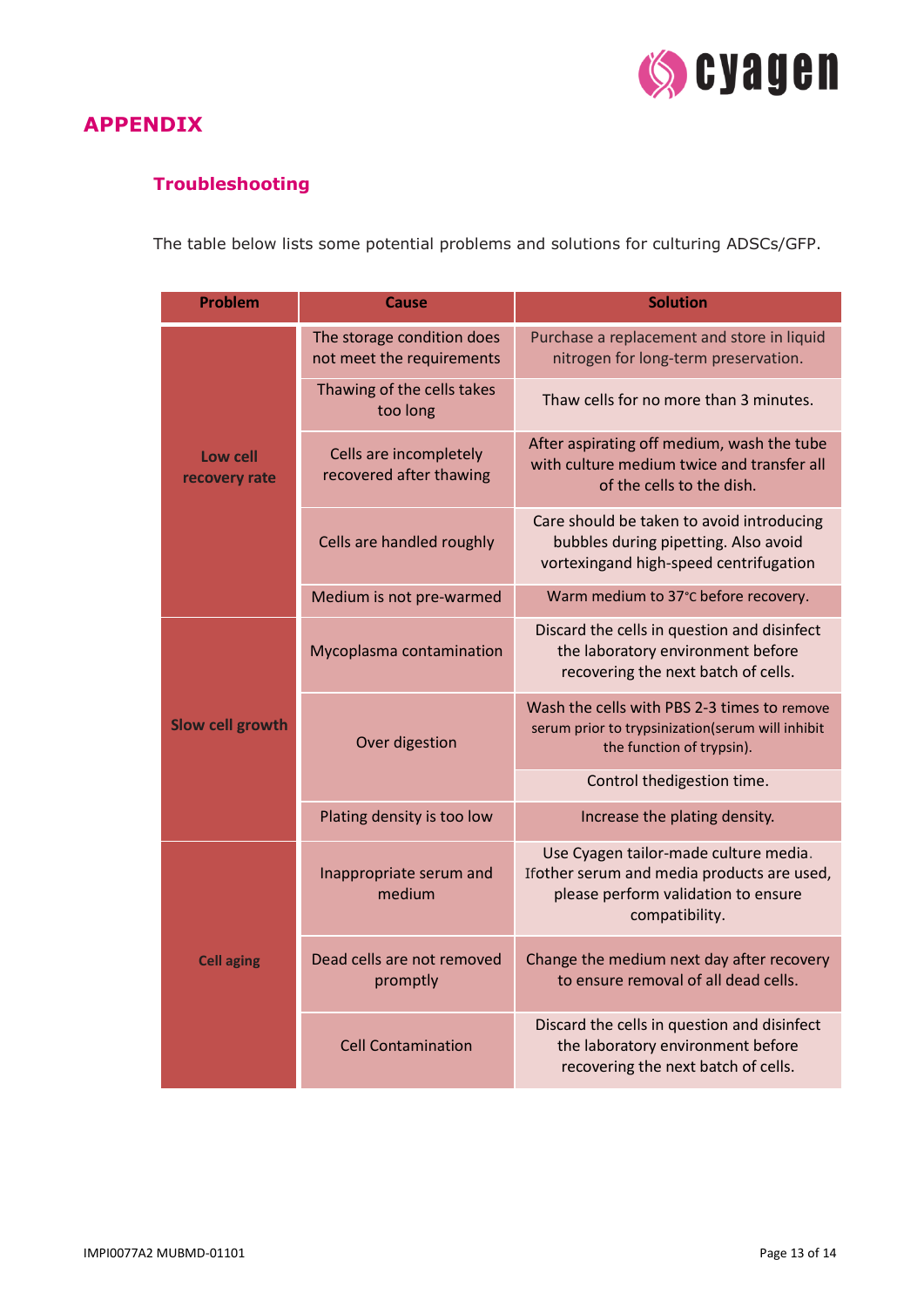## APPENDIX

### Troubleshooting

The table below lists some potential problems and solutions for culturing ADSCs/GFP.

| Problem | Cause | Solution |
|---|---|---|
| Low cell recovery rate | The storage condition does not meet the requirements | Purchase a replacement and store in liquid nitrogen for long-term preservation. |
| | Thawing of the cells takes too long | Thaw cells for no more than 3 minutes. |
| | Cells are incompletely recovered after thawing | After aspirating off medium, wash the tube with culture medium twice and transfer all of the cells to the dish. |
| | Cells are handled roughly | Care should be taken to avoid introducing bubbles during pipetting. Also avoid vortexingand high-speed centrifugation |
| | Medium is not pre-warmed | Warm medium to 37°C before recovery. |
| Slow cell growth | Mycoplasma contamination | Discard the cells in question and disinfect the laboratory environment before recovering the next batch of cells. |
| | Over digestion | Wash the cells with PBS 2-3 times to remove serum prior to trypsinization(serum will inhibit the function of trypsin). |
| | | Control thedigestion time. |
| | Plating density is too low | Increase the plating density. |
| Cell aging | Inappropriate serum and medium | Use Cyagen tailor-made culture media. Ifother serum and media products are used, please perform validation to ensure compatibility. |
| | Dead cells are not removed promptly | Change the medium next day after recovery to ensure removal of all dead cells. |
| | Cell Contamination | Discard the cells in question and disinfect the laboratory environment before recovering the next batch of cells. |

IMPI0077A2 MUBMD-01101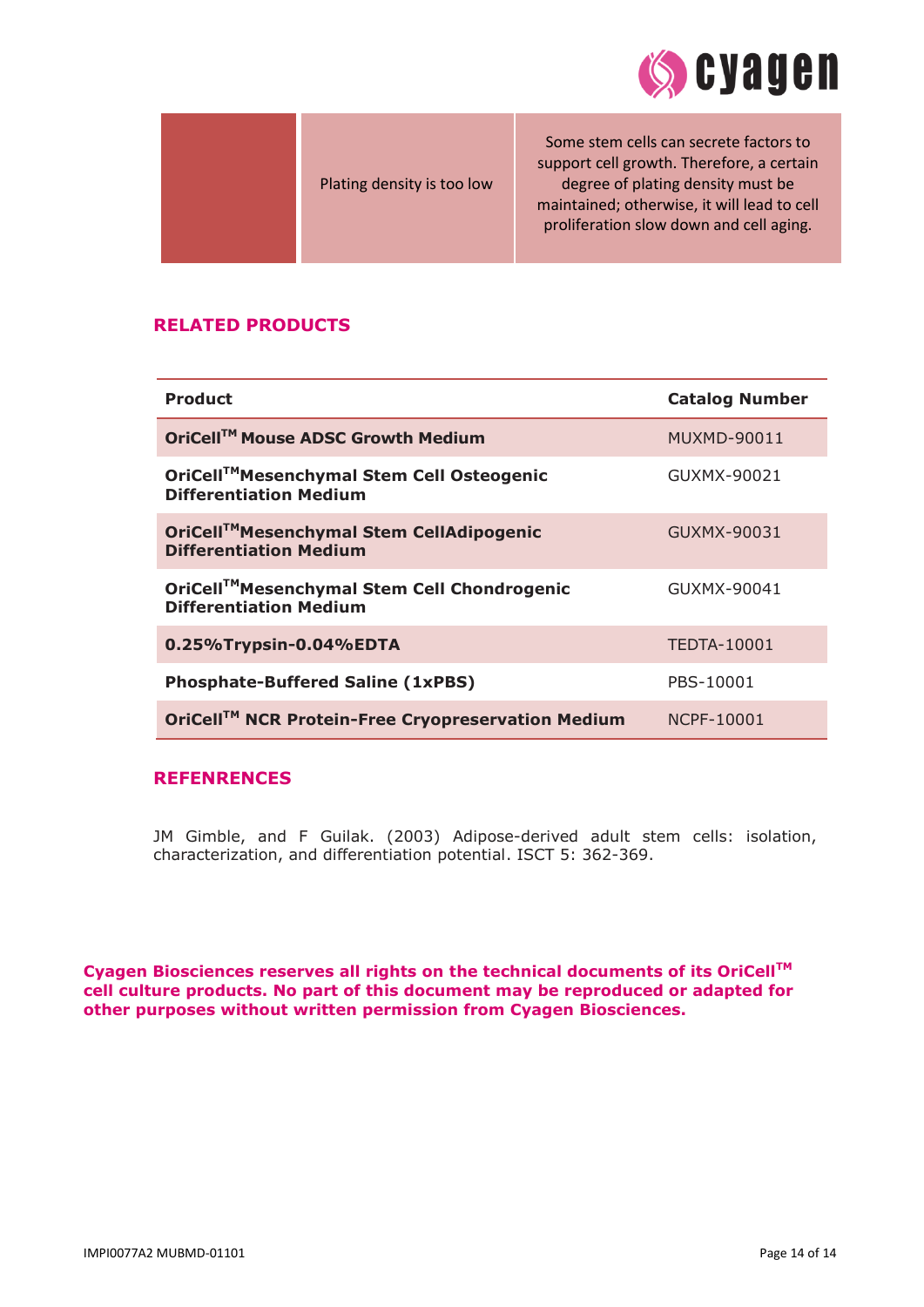| | | |
|---|---|---|
| | Plating density is too low | Some stem cells can secrete factors to support cell growth. Therefore, a certain degree of plating density must be maintained; otherwise, it will lead to cell proliferation slow down and cell aging. |

## RELATED PRODUCTS

| Product | Catalog Number |
|---|---|
| **OriCell™ Mouse ADSC Growth Medium** | MUXMD-90011 |
| **OriCell™Mesenchymal Stem Cell Osteogenic Differentiation Medium** | GUXMX-90021 |
| **OriCell™Mesenchymal Stem CellAdipogenic Differentiation Medium** | GUXMX-90031 |
| **OriCell™Mesenchymal Stem Cell Chondrogenic Differentiation Medium** | GUXMX-90041 |
| **0.25%Trypsin-0.04%EDTA** | TEDTA-10001 |
| **Phosphate-Buffered Saline (1xPBS)** | PBS-10001 |
| **OriCell™ NCR Protein-Free Cryopreservation Medium** | NCPF-10001 |

## REFENRENCES

JM Gimble, and F Guilak. (2003) Adipose-derived adult stem cells: isolation, characterization, and differentiation potential. ISCT 5: 362-369.

**Cyagen Biosciences reserves all rights on the technical documents of its OriCell™ cell culture products. No part of this document may be reproduced or adapted for other purposes without written permission from Cyagen Biosciences.**

IMPI0077A2 MUBMD-01101